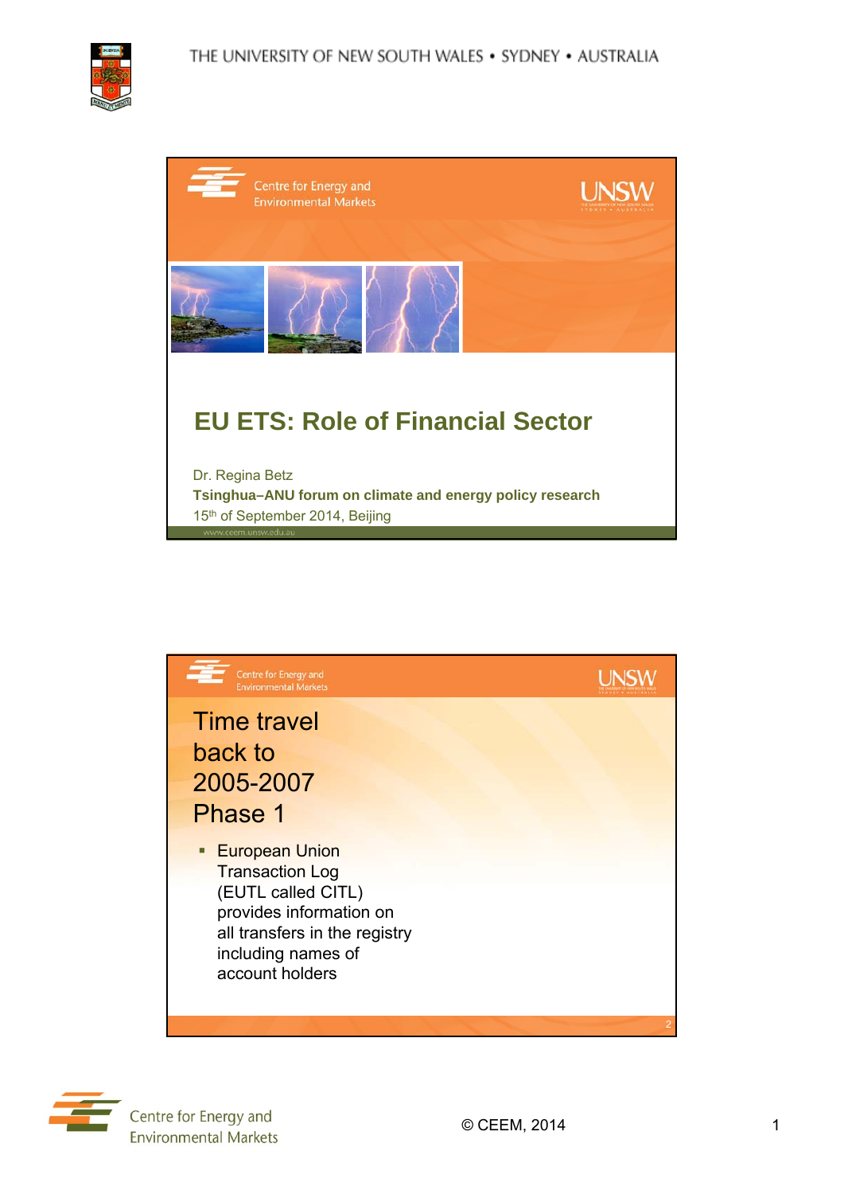# EU ETS: Role of Financial Sector

Dr. Regina Betz

**Tsinghua–ANU forum on climate and energy policy research**

15th of September 2014, Beijing

www.ceem.unsw.edu.au

---

## Time travel back to 2005-2007 Phase 1

- European Union Transaction Log (EUTL called CITL) provides information on all transfers in the registry including names of account holders

© CEEM, 2014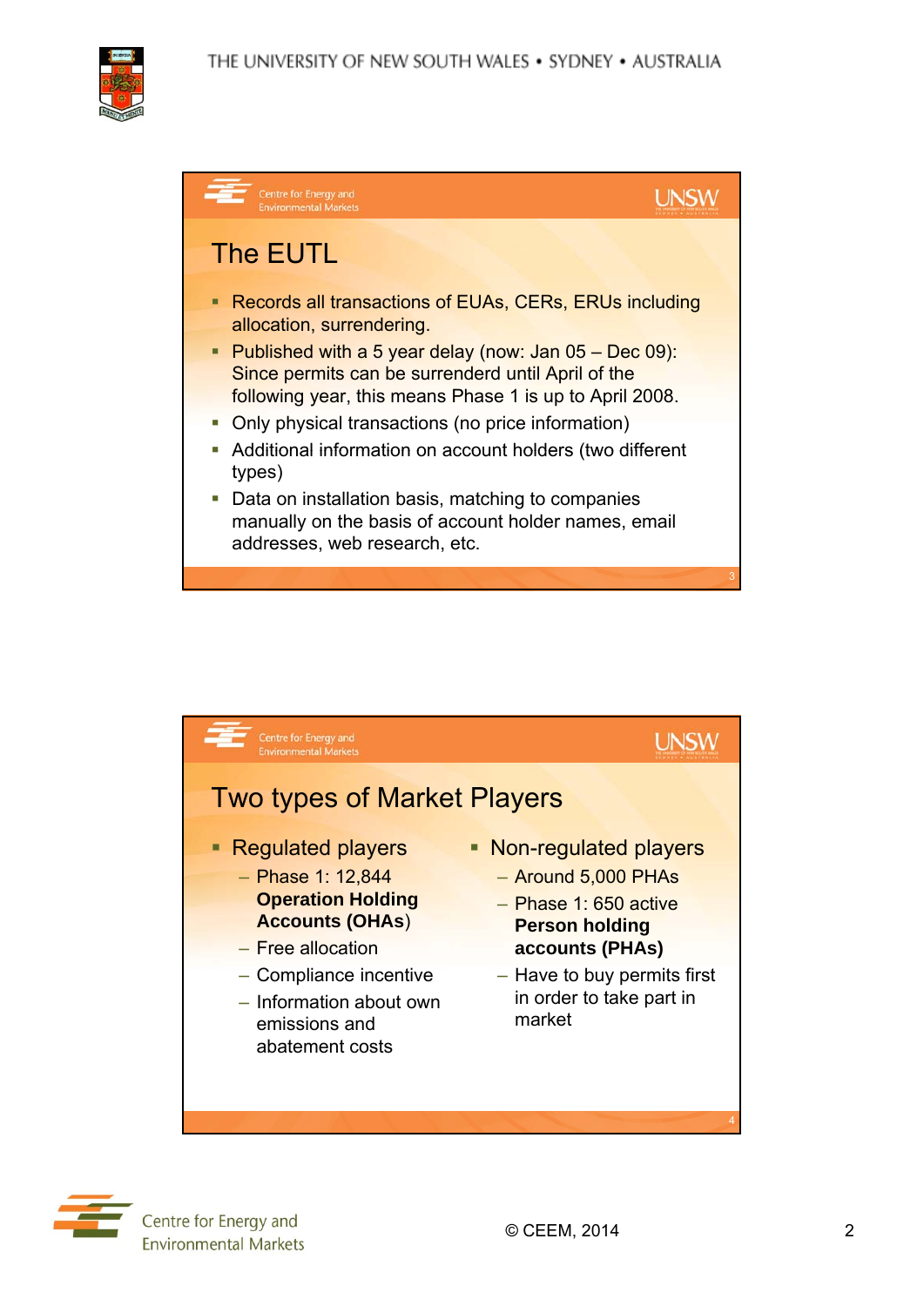## The EUTL

- Records all transactions of EUAs, CERs, ERUs including allocation, surrendering.
- Published with a 5 year delay (now: Jan 05 – Dec 09): Since permits can be surrenderd until April of the following year, this means Phase 1 is up to April 2008.
- Only physical transactions (no price information)
- Additional information on account holders (two different types)
- Data on installation basis, matching to companies manually on the basis of account holder names, email addresses, web research, etc.

## Two types of Market Players

- Regulated players
  - Phase 1: 12,844 **Operation Holding Accounts (OHAs**)
  - Free allocation
  - Compliance incentive
  - Information about own emissions and abatement costs
- Non-regulated players
  - Around 5,000 PHAs
  - Phase 1: 650 active **Person holding accounts (PHAs)**
  - Have to buy permits first in order to take part in market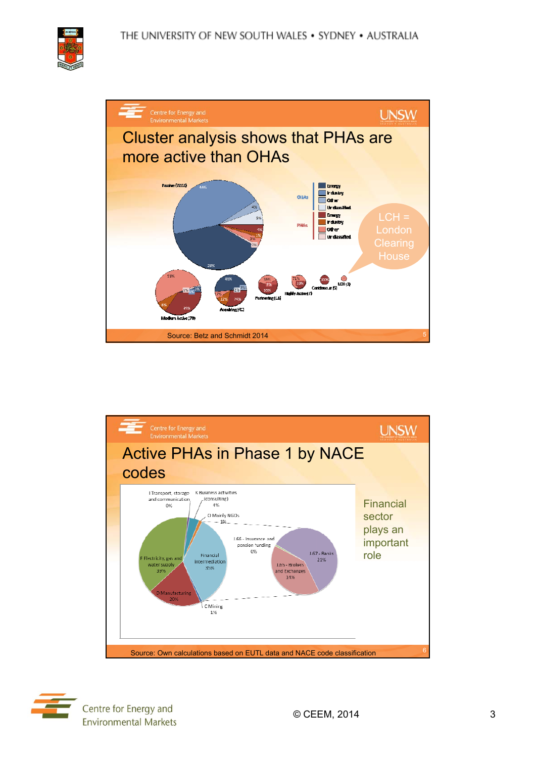## Cluster analysis shows that PHAs are more active than OHAs

Passive (7212) 44% 4% 5% 1% 1% 3% 2% 39%

OHAs: Energy, Industry, Other, Unclassified

PHAs: Energy, Industry, Other, Unclassified

LCH = London Clearing House

Medium Active (79): 53% 15% 6% 35%

Acquiring (42): 45% 2% 7% 12% 29%

Partnering (13)

Highly Active (7) 71% 29%

Continuous (5) 100%

LCH (1)

Source: Betz and Schmidt 2014

## Active PHAs in Phase 1 by NACE codes

I Transport, storage and communication 0%

K Business activities (consulting) 4%

O Mainly NGOs 1%

E Electricity, gas and water supply 39%

Financial intermediation 35%

D Manufacturing 20%

C Mining 1%

L66 - Insurance and pension funding 0%

L67 - Banks 21%

L65 - Brokers and Exchanges 14%

Financial sector plays an important role

Source: Own calculations based on EUTL data and NACE code classification

© CEEM, 2014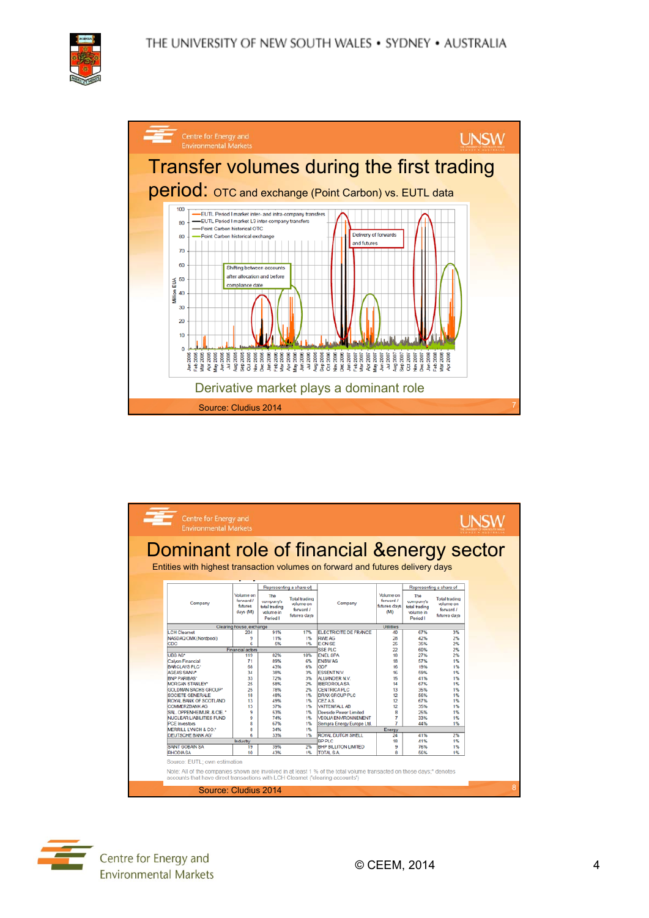## Transfer volumes during the first trading period: OTC and exchange (Point Carbon) vs. EUTL data

- EUTL Period I market inter- and intra-company transfers
- EUTL Period I market L3 inter-company transfers
- Point Carbon historical OTC
- Point Carbon historical exchange

Shifting between accounts after allocation and before compliance date

Delivery of forwards and futures

Derivative market plays a dominant role

Source: Cludius 2014

## Dominant role of financial &energy sector

Entities with highest transaction volumes on forward and futures delivery days

| Company | Volume on forward / futures days (M) | Representing a share of: The company's total trading volume in Period I | Representing a share of: Total trading volume on forward / futures days | Company | Volume on forward / futures days (M) | Representing a share of: The company's total trading volume in Period I | Representing a share of: Total trading volume on forward / futures days |
|---|---|---|---|---|---|---|---|
| Clearing house, exchange | | | | Utilities | | | |
| LCH Clearnet | 204 | 91% | 17% | ELECTRICITE DE FRANCE | 40 | 67% | 3% |
| NASDAQ OMX (Nordpool) | 9 | 11% | 1% | RWE AG | 28 | 42% | 2% |
| CDC | 6 | 6% | 1% | E.ON SE | 25 | 35% | 2% |
| Financial actors | | | | SSE PLC | 22 | 60% | 2% |
| UBS AG* | 119 | 82% | 10% | ENEL SPA | 18 | 27% | 2% |
| Calyon Financial | 71 | 89% | 6% | ENBW AG | 18 | 57% | 1% |
| BARCLAYS PLC* | 58 | 43% | 6% | GDF | 16 | 19% | 1% |
| AGEAS SA/NV* | 34 | 38% | 3% | ESSENT N.V. | 16 | 59% | 1% |
| BNP PARIBAS* | 33 | 72% | 3% | ALLIANDER N.V. | 15 | 41% | 1% |
| MORGAN STANLEY* | 25 | 58% | 2% | IBERDROLA SA | 14 | 67% | 1% |
| GOLDMAN SACHS GROUP* | 25 | 78% | 2% | CENTRICA PLC | 13 | 35% | 1% |
| SOCIETE GENERALE | 18 | 48% | 1% | DRAX GROUP PLC | 12 | 56% | 1% |
| ROYAL BANK OF SCOTLAND | 13 | 49% | 1% | CEZ A.S. | 12 | 67% | 1% |
| COMMERZBANK AG | 13 | 37% | 1% | VATTENFALL AB | 12 | 35% | 1% |
| SAL. OPPENHEIM JR. & CIE.* | 9 | 53% | 1% | Deeside Power Limited | 8 | 25% | 1% |
| NUCLEAR LIABILITIES FUND | 9 | 74% | 1% | VEOLIA ENVIRONNEMENT | 7 | 33% | 1% |
| PCE Investors | 8 | 67% | 1% | Sempra Energy Europe Ltd. | 7 | 44% | 1% |
| MERRILL LYNCH & CO.* | 8 | 34% | 1% | Energy | | | |
| DEUTSCHE BANK AG* | 6 | 33% | 1% | ROYAL DUTCH SHELL | 24 | 41% | 2% |
| Industry | | | | BP PLC | 18 | 41% | 1% |
| SAINT GOBAIN SA | 19 | 39% | 2% | BHP BILLITON LIMITED | 9 | 76% | 1% |
| RHODIA SA | 10 | 43% | 1% | TOTAL S.A. | 8 | 56% | 1% |

Source: EUTL; own estimation

Note: All of the companies shown are involved in at least 1 % of the total volume transacted on those days; * denotes accounts that have direct transactions with LCH Clearnet ('clearing accounts')

Source: Cludius 2014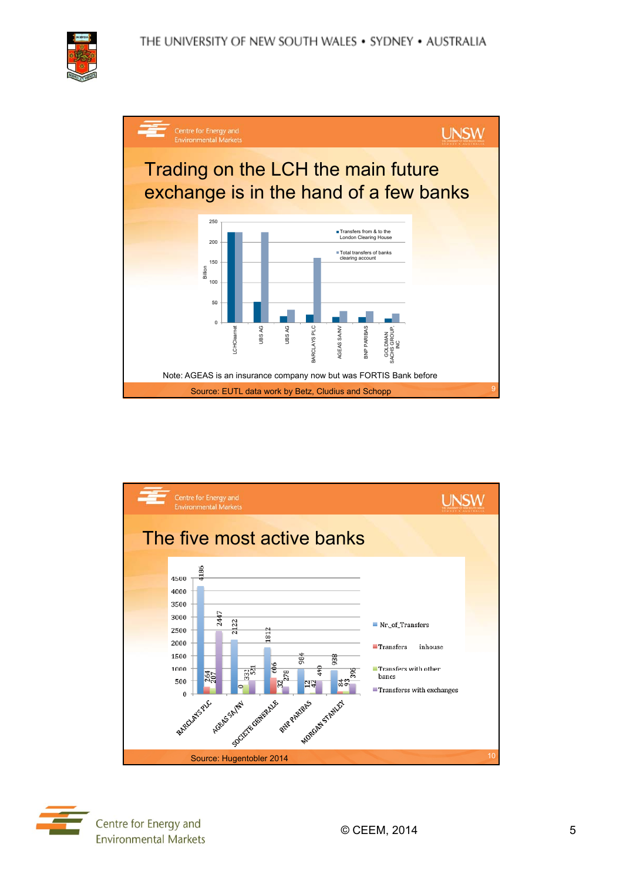## Trading on the LCH the main future exchange is in the hand of a few banks

| | Transfers from & to the London Clearing House | Total transfers of banks clearing account |
|---|---|---|
| LCHClearnet | | |
| UBS AG | | |
| UBS AG | | |
| BARCLAYS PLC | | |
| AGEAS SA/NV | | |
| BNP PARIBAS | | |
| GOLDMAN SACHS GROUP, INC | | |

Billion

Note: AGEAS is an insurance company now but was FORTIS Bank before

Source: EUTL data work by Betz, Cludius and Schopp

## The five most active banks

| | Nr._of_Transfers | Transfers inhouse | Transfers with other banes | Transferss with exchanges |
|---|---|---|---|---|
| BARCLAYS PLC | 4186 | 264 | 207 | 2447 |
| AGEAS SA/NV | 2122 | 0 | 332 | 521 |
| SOCIETE GENERALE | 1812 | 606 | 32 | 278 |
| BNP PARIBAS | 984 | 12 | 42 | 490 |
| MORGAN STANLEY | 938 | 84 | 93 | 396 |

Source: Hugentobler 2014

© CEEM, 2014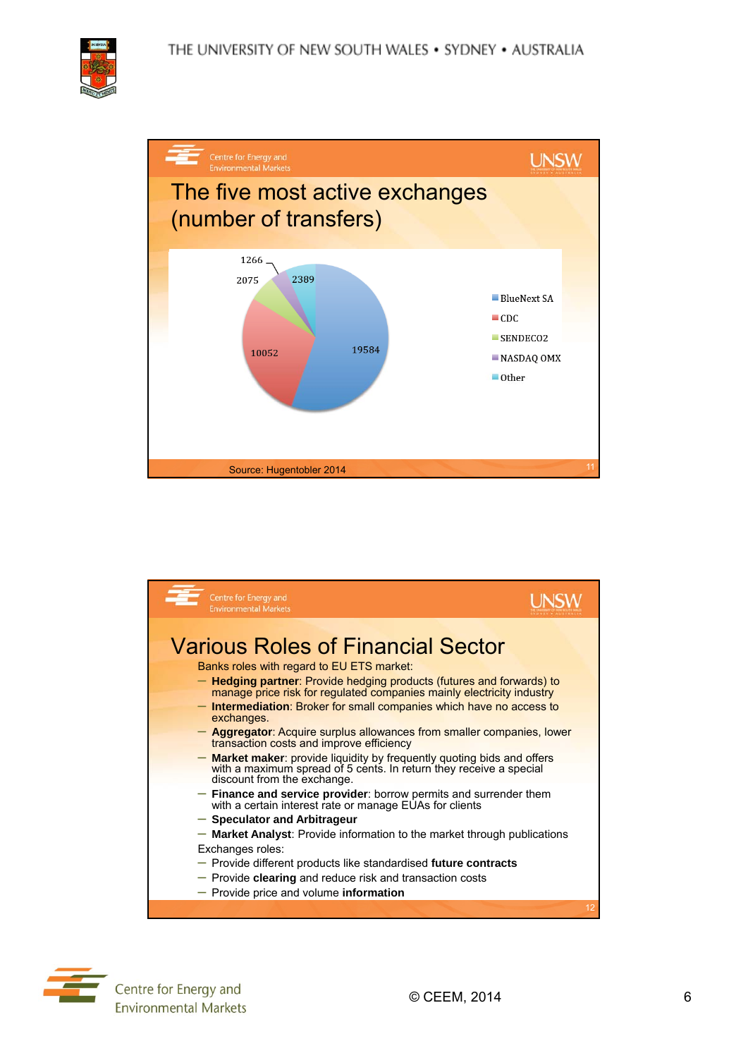## The five most active exchanges (number of transfers)

| Exchange | Number of transfers |
|---|---|
| BlueNext SA | 19584 |
| CDC | 10052 |
| SENDECO2 | 2075 |
| NASDAQ OMX | 1266 |
| Other | 2389 |

Source: Hugentobler 2014

## Various Roles of Financial Sector

Banks roles with regard to EU ETS market:

- **Hedging partner**: Provide hedging products (futures and forwards) to manage price risk for regulated companies mainly electricity industry
- **Intermediation**: Broker for small companies which have no access to exchanges.
- **Aggregator**: Acquire surplus allowances from smaller companies, lower transaction costs and improve efficiency
- **Market maker**: provide liquidity by frequently quoting bids and offers with a maximum spread of 5 cents. In return they receive a special discount from the exchange.
- **Finance and service provider**: borrow permits and surrender them with a certain interest rate or manage EUAs for clients
- **Speculator and Arbitrageur**
- **Market Analyst**: Provide information to the market through publications

Exchanges roles:

- Provide different products like standardised **future contracts**
- Provide **clearing** and reduce risk and transaction costs
- Provide price and volume **information**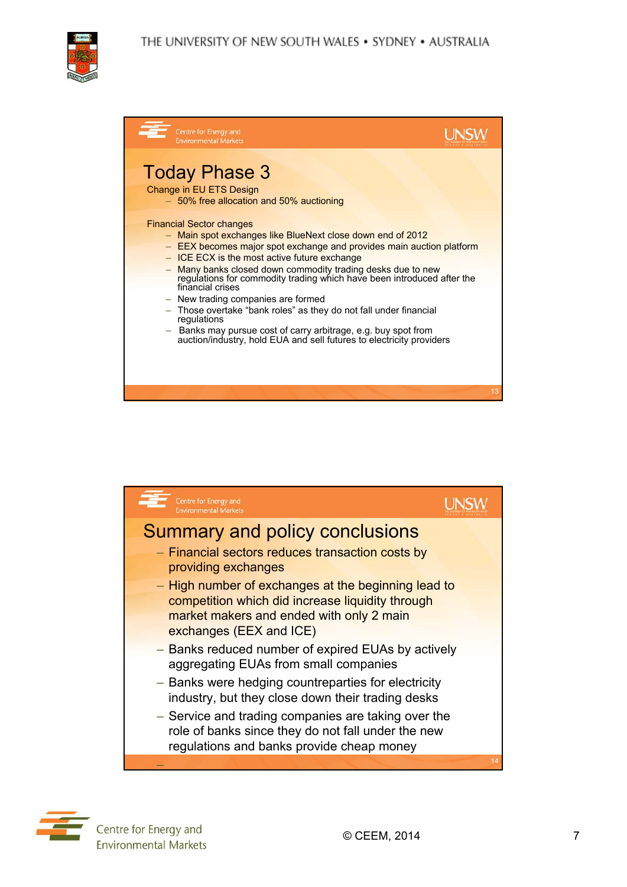## Today Phase 3

Change in EU ETS Design

– 50% free allocation and 50% auctioning

Financial Sector changes

– Main spot exchanges like BlueNext close down end of 2012
– EEX becomes major spot exchange and provides main auction platform
– ICE ECX is the most active future exchange
– Many banks closed down commodity trading desks due to new regulations for commodity trading which have been introduced after the financial crises
– New trading companies are formed
– Those overtake "bank roles" as they do not fall under financial regulations
– Banks may pursue cost of carry arbitrage, e.g. buy spot from auction/industry, hold EUA and sell futures to electricity providers

## Summary and policy conclusions

– Financial sectors reduces transaction costs by providing exchanges
– High number of exchanges at the beginning lead to competition which did increase liquidity through market makers and ended with only 2 main exchanges (EEX and ICE)
– Banks reduced number of expired EUAs by actively aggregating EUAs from small companies
– Banks were hedging countreparties for electricity industry, but they close down their trading desks
– Service and trading companies are taking over the role of banks since they do not fall under the new regulations and banks provide cheap money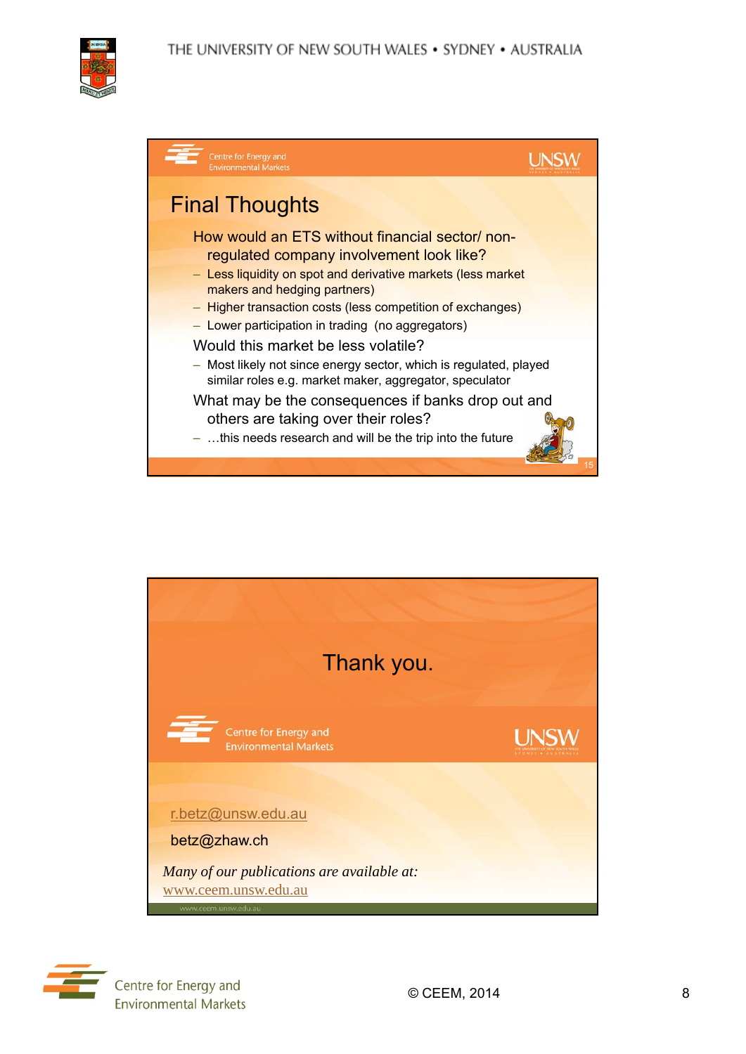## Final Thoughts

How would an ETS without financial sector/ non-regulated company involvement look like?

- Less liquidity on spot and derivative markets (less market makers and hedging partners)
- Higher transaction costs (less competition of exchanges)
- Lower participation in trading (no aggregators)

Would this market be less volatile?

- Most likely not since energy sector, which is regulated, played similar roles e.g. market maker, aggregator, speculator

What may be the consequences if banks drop out and others are taking over their roles?

- …this needs research and will be the trip into the future

Thank you.

Centre for Energy and Environmental Markets

r.betz@unsw.edu.au

betz@zhaw.ch

*Many of our publications are available at:*
www.ceem.unsw.edu.au

© CEEM, 2014